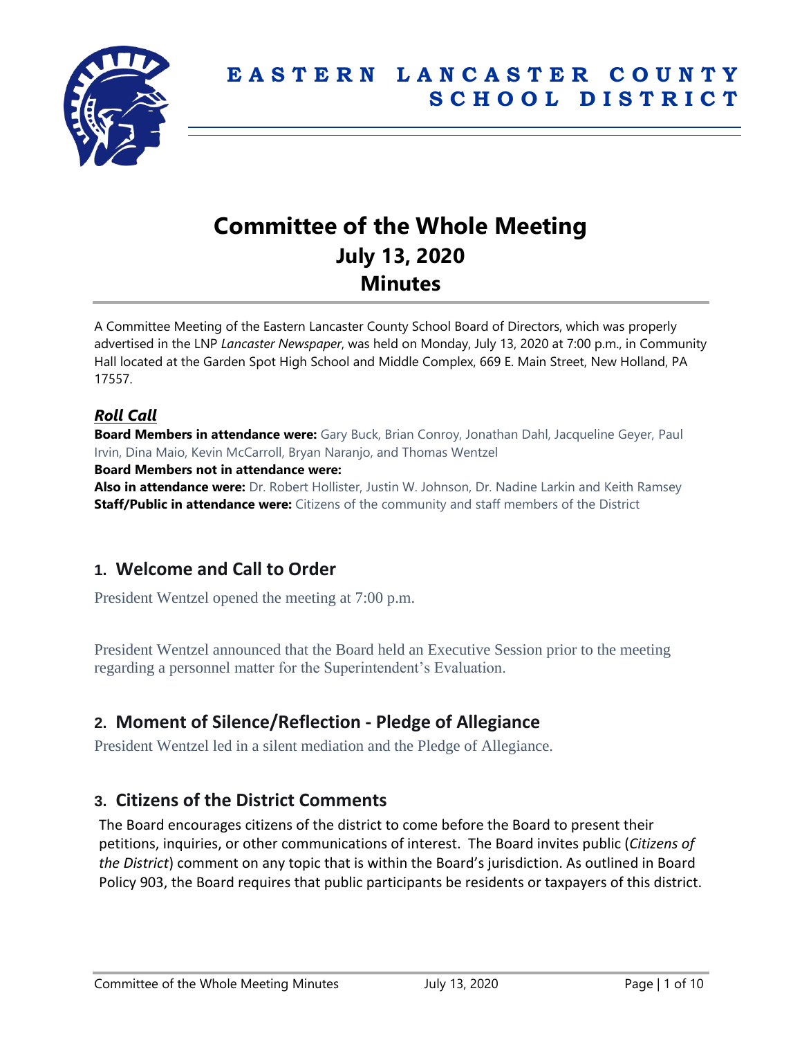# EASTERN LANCASTER COUNTY SCHOOL DISTRICT

# Committee of the Whole Meeting
## July 13, 2020
## Minutes

A Committee Meeting of the Eastern Lancaster County School Board of Directors, which was properly advertised in the LNP *Lancaster Newspaper*, was held on Monday, July 13, 2020 at 7:00 p.m., in Community Hall located at the Garden Spot High School and Middle Complex, 669 E. Main Street, New Holland, PA 17557.

### *Roll Call*

**Board Members in attendance were:** Gary Buck, Brian Conroy, Jonathan Dahl, Jacqueline Geyer, Paul Irvin, Dina Maio, Kevin McCarroll, Bryan Naranjo, and Thomas Wentzel

**Board Members not in attendance were:**

**Also in attendance were:** Dr. Robert Hollister, Justin W. Johnson, Dr. Nadine Larkin and Keith Ramsey

**Staff/Public in attendance were:** Citizens of the community and staff members of the District

## 1. Welcome and Call to Order

President Wentzel opened the meeting at 7:00 p.m.

President Wentzel announced that the Board held an Executive Session prior to the meeting regarding a personnel matter for the Superintendent's Evaluation.

## 2. Moment of Silence/Reflection - Pledge of Allegiance

President Wentzel led in a silent mediation and the Pledge of Allegiance.

## 3. Citizens of the District Comments

The Board encourages citizens of the district to come before the Board to present their petitions, inquiries, or other communications of interest. The Board invites public (*Citizens of the District*) comment on any topic that is within the Board's jurisdiction. As outlined in Board Policy 903, the Board requires that public participants be residents or taxpayers of this district.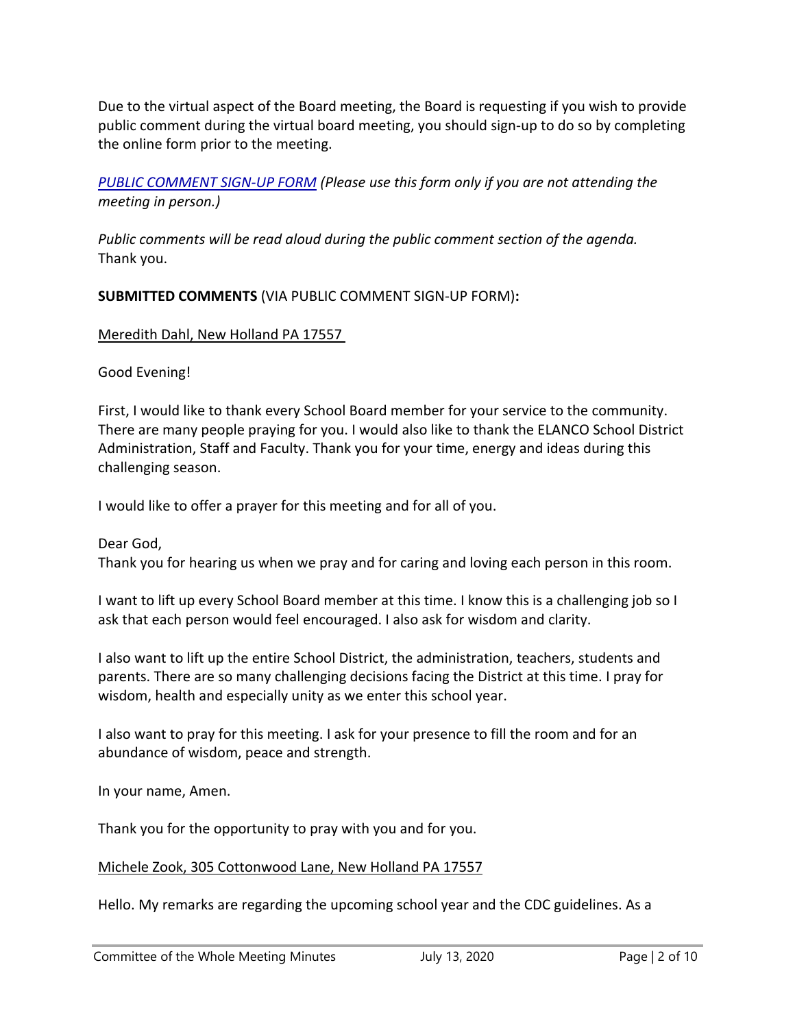Due to the virtual aspect of the Board meeting, the Board is requesting if you wish to provide public comment during the virtual board meeting, you should sign-up to do so by completing the online form prior to the meeting.

*PUBLIC COMMENT SIGN-UP FORM (Please use this form only if you are not attending the meeting in person.)*

*Public comments will be read aloud during the public comment section of the agenda.*
Thank you.

**SUBMITTED COMMENTS** (VIA PUBLIC COMMENT SIGN-UP FORM)**:**

Meredith Dahl, New Holland PA 17557

Good Evening!

First, I would like to thank every School Board member for your service to the community. There are many people praying for you. I would also like to thank the ELANCO School District Administration, Staff and Faculty. Thank you for your time, energy and ideas during this challenging season.

I would like to offer a prayer for this meeting and for all of you.

Dear God,
Thank you for hearing us when we pray and for caring and loving each person in this room.

I want to lift up every School Board member at this time. I know this is a challenging job so I ask that each person would feel encouraged. I also ask for wisdom and clarity.

I also want to lift up the entire School District, the administration, teachers, students and parents. There are so many challenging decisions facing the District at this time. I pray for wisdom, health and especially unity as we enter this school year.

I also want to pray for this meeting. I ask for your presence to fill the room and for an abundance of wisdom, peace and strength.

In your name, Amen.

Thank you for the opportunity to pray with you and for you.

Michele Zook, 305 Cottonwood Lane, New Holland PA 17557

Hello. My remarks are regarding the upcoming school year and the CDC guidelines. As a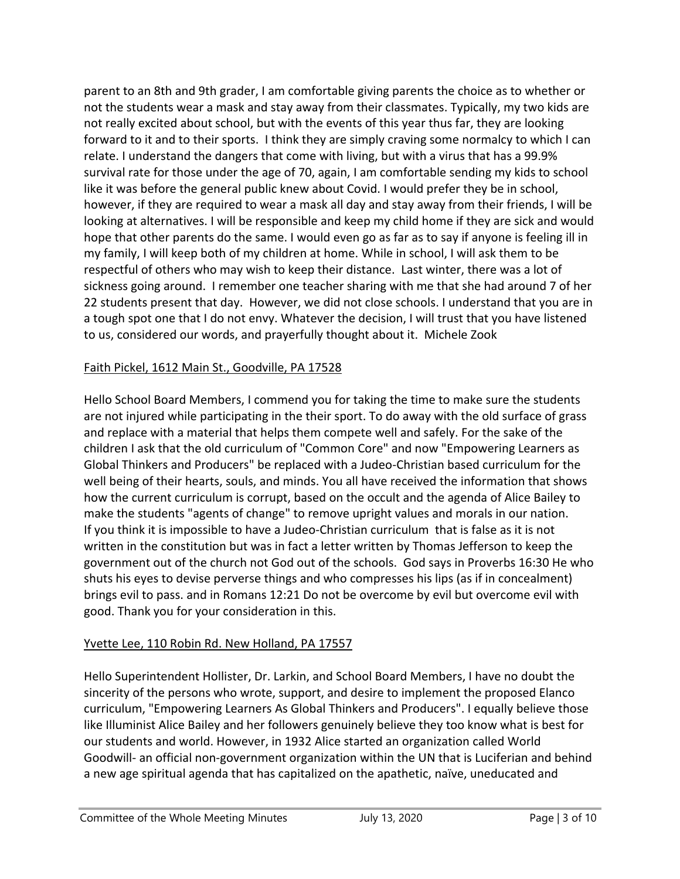parent to an 8th and 9th grader, I am comfortable giving parents the choice as to whether or not the students wear a mask and stay away from their classmates. Typically, my two kids are not really excited about school, but with the events of this year thus far, they are looking forward to it and to their sports. I think they are simply craving some normalcy to which I can relate. I understand the dangers that come with living, but with a virus that has a 99.9% survival rate for those under the age of 70, again, I am comfortable sending my kids to school like it was before the general public knew about Covid. I would prefer they be in school, however, if they are required to wear a mask all day and stay away from their friends, I will be looking at alternatives. I will be responsible and keep my child home if they are sick and would hope that other parents do the same. I would even go as far as to say if anyone is feeling ill in my family, I will keep both of my children at home. While in school, I will ask them to be respectful of others who may wish to keep their distance. Last winter, there was a lot of sickness going around. I remember one teacher sharing with me that she had around 7 of her 22 students present that day. However, we did not close schools. I understand that you are in a tough spot one that I do not envy. Whatever the decision, I will trust that you have listened to us, considered our words, and prayerfully thought about it. Michele Zook

<u>Faith Pickel, 1612 Main St., Goodville, PA 17528</u>

Hello School Board Members, I commend you for taking the time to make sure the students are not injured while participating in the their sport. To do away with the old surface of grass and replace with a material that helps them compete well and safely. For the sake of the children I ask that the old curriculum of "Common Core" and now "Empowering Learners as Global Thinkers and Producers" be replaced with a Judeo-Christian based curriculum for the well being of their hearts, souls, and minds. You all have received the information that shows how the current curriculum is corrupt, based on the occult and the agenda of Alice Bailey to make the students "agents of change" to remove upright values and morals in our nation. If you think it is impossible to have a Judeo-Christian curriculum that is false as it is not written in the constitution but was in fact a letter written by Thomas Jefferson to keep the government out of the church not God out of the schools. God says in Proverbs 16:30 He who shuts his eyes to devise perverse things and who compresses his lips (as if in concealment) brings evil to pass. and in Romans 12:21 Do not be overcome by evil but overcome evil with good. Thank you for your consideration in this.

<u>Yvette Lee, 110 Robin Rd. New Holland, PA 17557</u>

Hello Superintendent Hollister, Dr. Larkin, and School Board Members, I have no doubt the sincerity of the persons who wrote, support, and desire to implement the proposed Elanco curriculum, "Empowering Learners As Global Thinkers and Producers". I equally believe those like Illuminist Alice Bailey and her followers genuinely believe they too know what is best for our students and world. However, in 1932 Alice started an organization called World Goodwill- an official non-government organization within the UN that is Luciferian and behind a new age spiritual agenda that has capitalized on the apathetic, naïve, uneducated and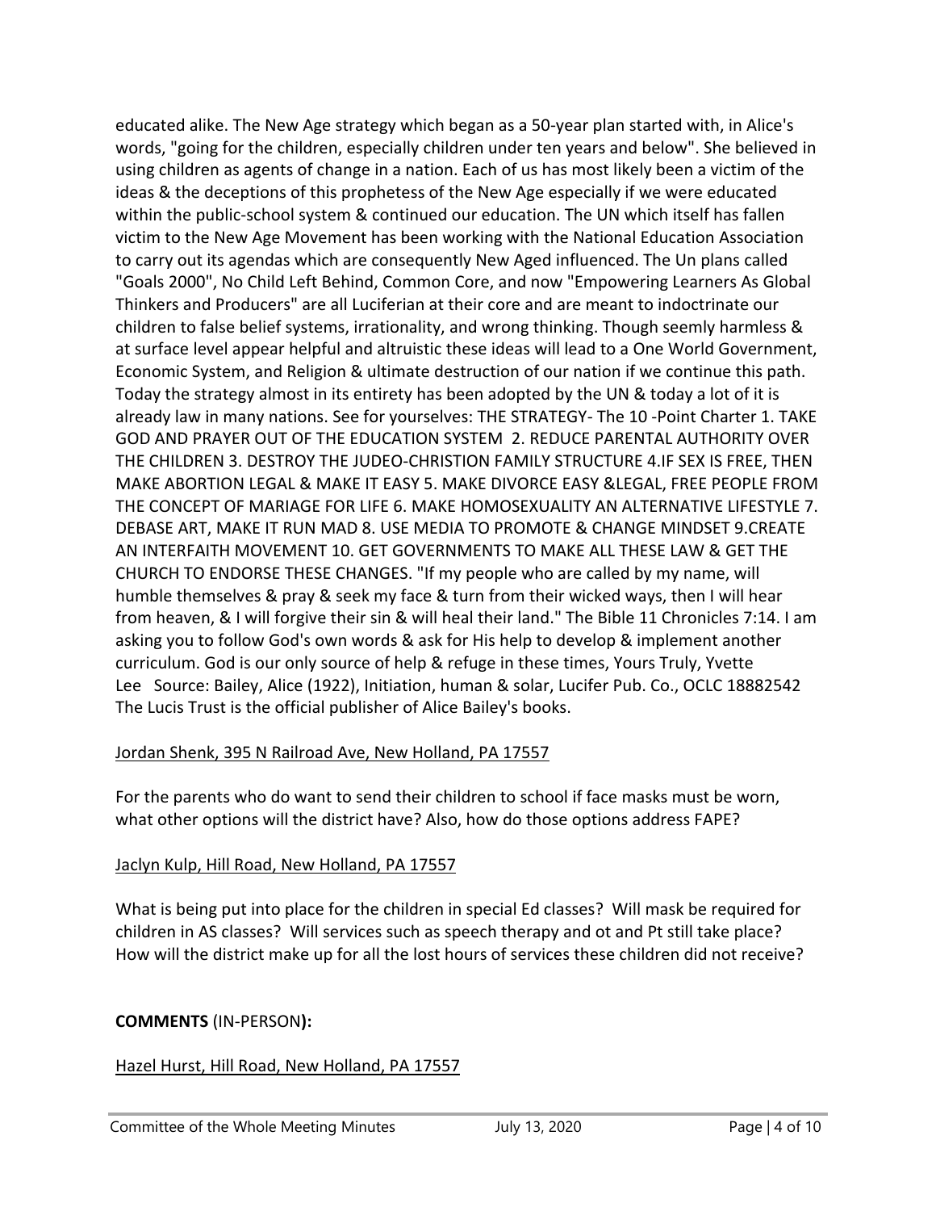educated alike. The New Age strategy which began as a 50-year plan started with, in Alice's words, "going for the children, especially children under ten years and below". She believed in using children as agents of change in a nation. Each of us has most likely been a victim of the ideas & the deceptions of this prophetess of the New Age especially if we were educated within the public-school system & continued our education. The UN which itself has fallen victim to the New Age Movement has been working with the National Education Association to carry out its agendas which are consequently New Aged influenced. The Un plans called "Goals 2000", No Child Left Behind, Common Core, and now "Empowering Learners As Global Thinkers and Producers" are all Luciferian at their core and are meant to indoctrinate our children to false belief systems, irrationality, and wrong thinking. Though seemly harmless & at surface level appear helpful and altruistic these ideas will lead to a One World Government, Economic System, and Religion & ultimate destruction of our nation if we continue this path. Today the strategy almost in its entirety has been adopted by the UN & today a lot of it is already law in many nations. See for yourselves: THE STRATEGY- The 10 -Point Charter 1. TAKE GOD AND PRAYER OUT OF THE EDUCATION SYSTEM 2. REDUCE PARENTAL AUTHORITY OVER THE CHILDREN 3. DESTROY THE JUDEO-CHRISTION FAMILY STRUCTURE 4.IF SEX IS FREE, THEN MAKE ABORTION LEGAL & MAKE IT EASY 5. MAKE DIVORCE EASY &LEGAL, FREE PEOPLE FROM THE CONCEPT OF MARIAGE FOR LIFE 6. MAKE HOMOSEXUALITY AN ALTERNATIVE LIFESTYLE 7. DEBASE ART, MAKE IT RUN MAD 8. USE MEDIA TO PROMOTE & CHANGE MINDSET 9.CREATE AN INTERFAITH MOVEMENT 10. GET GOVERNMENTS TO MAKE ALL THESE LAW & GET THE CHURCH TO ENDORSE THESE CHANGES. "If my people who are called by my name, will humble themselves & pray & seek my face & turn from their wicked ways, then I will hear from heaven, & I will forgive their sin & will heal their land." The Bible 11 Chronicles 7:14. I am asking you to follow God's own words & ask for His help to develop & implement another curriculum. God is our only source of help & refuge in these times, Yours Truly, Yvette Lee Source: Bailey, Alice (1922), Initiation, human & solar, Lucifer Pub. Co., OCLC 18882542 The Lucis Trust is the official publisher of Alice Bailey's books.

Jordan Shenk, 395 N Railroad Ave, New Holland, PA 17557

For the parents who do want to send their children to school if face masks must be worn, what other options will the district have? Also, how do those options address FAPE?

Jaclyn Kulp, Hill Road, New Holland, PA 17557

What is being put into place for the children in special Ed classes? Will mask be required for children in AS classes? Will services such as speech therapy and ot and Pt still take place? How will the district make up for all the lost hours of services these children did not receive?

**COMMENTS** (IN-PERSON**):**

Hazel Hurst, Hill Road, New Holland, PA 17557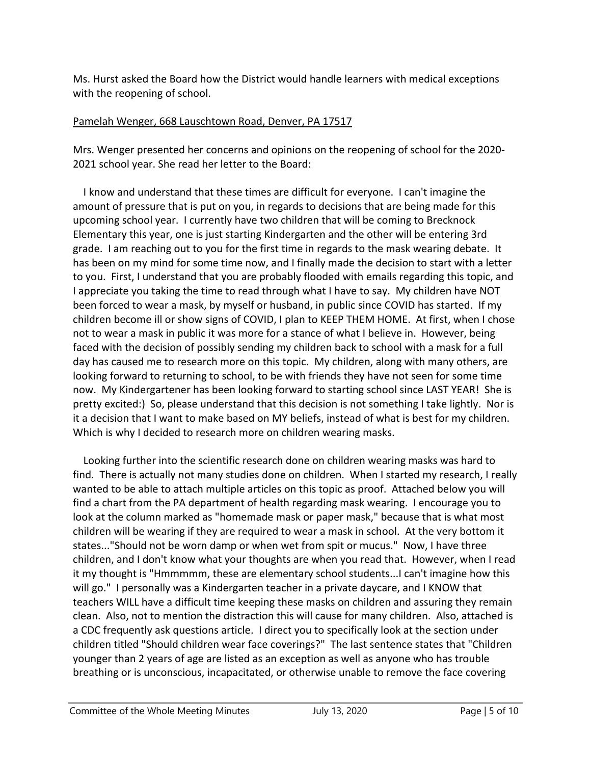Ms. Hurst asked the Board how the District would handle learners with medical exceptions with the reopening of school.

<u>Pamelah Wenger, 668 Lauschtown Road, Denver, PA 17517</u>

Mrs. Wenger presented her concerns and opinions on the reopening of school for the 2020-2021 school year. She read her letter to the Board:

I know and understand that these times are difficult for everyone. I can't imagine the amount of pressure that is put on you, in regards to decisions that are being made for this upcoming school year. I currently have two children that will be coming to Brecknock Elementary this year, one is just starting Kindergarten and the other will be entering 3rd grade. I am reaching out to you for the first time in regards to the mask wearing debate. It has been on my mind for some time now, and I finally made the decision to start with a letter to you. First, I understand that you are probably flooded with emails regarding this topic, and I appreciate you taking the time to read through what I have to say. My children have NOT been forced to wear a mask, by myself or husband, in public since COVID has started. If my children become ill or show signs of COVID, I plan to KEEP THEM HOME. At first, when I chose not to wear a mask in public it was more for a stance of what I believe in. However, being faced with the decision of possibly sending my children back to school with a mask for a full day has caused me to research more on this topic. My children, along with many others, are looking forward to returning to school, to be with friends they have not seen for some time now. My Kindergartener has been looking forward to starting school since LAST YEAR! She is pretty excited:) So, please understand that this decision is not something I take lightly. Nor is it a decision that I want to make based on MY beliefs, instead of what is best for my children. Which is why I decided to research more on children wearing masks.

Looking further into the scientific research done on children wearing masks was hard to find. There is actually not many studies done on children. When I started my research, I really wanted to be able to attach multiple articles on this topic as proof. Attached below you will find a chart from the PA department of health regarding mask wearing. I encourage you to look at the column marked as "homemade mask or paper mask," because that is what most children will be wearing if they are required to wear a mask in school. At the very bottom it states..."Should not be worn damp or when wet from spit or mucus." Now, I have three children, and I don't know what your thoughts are when you read that. However, when I read it my thought is "Hmmmmm, these are elementary school students...I can't imagine how this will go." I personally was a Kindergarten teacher in a private daycare, and I KNOW that teachers WILL have a difficult time keeping these masks on children and assuring they remain clean. Also, not to mention the distraction this will cause for many children. Also, attached is a CDC frequently ask questions article. I direct you to specifically look at the section under children titled "Should children wear face coverings?" The last sentence states that "Children younger than 2 years of age are listed as an exception as well as anyone who has trouble breathing or is unconscious, incapacitated, or otherwise unable to remove the face covering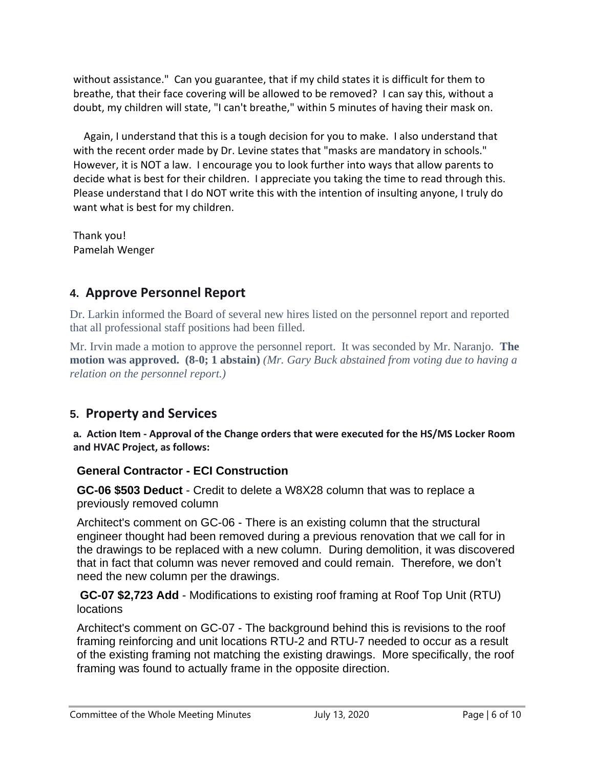without assistance." Can you guarantee, that if my child states it is difficult for them to breathe, that their face covering will be allowed to be removed? I can say this, without a doubt, my children will state, "I can't breathe," within 5 minutes of having their mask on.

Again, I understand that this is a tough decision for you to make. I also understand that with the recent order made by Dr. Levine states that "masks are mandatory in schools." However, it is NOT a law. I encourage you to look further into ways that allow parents to decide what is best for their children. I appreciate you taking the time to read through this. Please understand that I do NOT write this with the intention of insulting anyone, I truly do want what is best for my children.

Thank you!
Pamelah Wenger

## 4. Approve Personnel Report

Dr. Larkin informed the Board of several new hires listed on the personnel report and reported that all professional staff positions had been filled.

Mr. Irvin made a motion to approve the personnel report. It was seconded by Mr. Naranjo. **The motion was approved. (8-0; 1 abstain)** *(Mr. Gary Buck abstained from voting due to having a relation on the personnel report.)*

## 5. Property and Services

**a. Action Item - Approval of the Change orders that were executed for the HS/MS Locker Room and HVAC Project, as follows:**

**General Contractor - ECI Construction**

**GC-06 $503 Deduct** - Credit to delete a W8X28 column that was to replace a previously removed column

Architect's comment on GC-06 - There is an existing column that the structural engineer thought had been removed during a previous renovation that we call for in the drawings to be replaced with a new column. During demolition, it was discovered that in fact that column was never removed and could remain. Therefore, we don't need the new column per the drawings.

**GC-07 $2,723 Add** - Modifications to existing roof framing at Roof Top Unit (RTU) locations

Architect's comment on GC-07 - The background behind this is revisions to the roof framing reinforcing and unit locations RTU-2 and RTU-7 needed to occur as a result of the existing framing not matching the existing drawings. More specifically, the roof framing was found to actually frame in the opposite direction.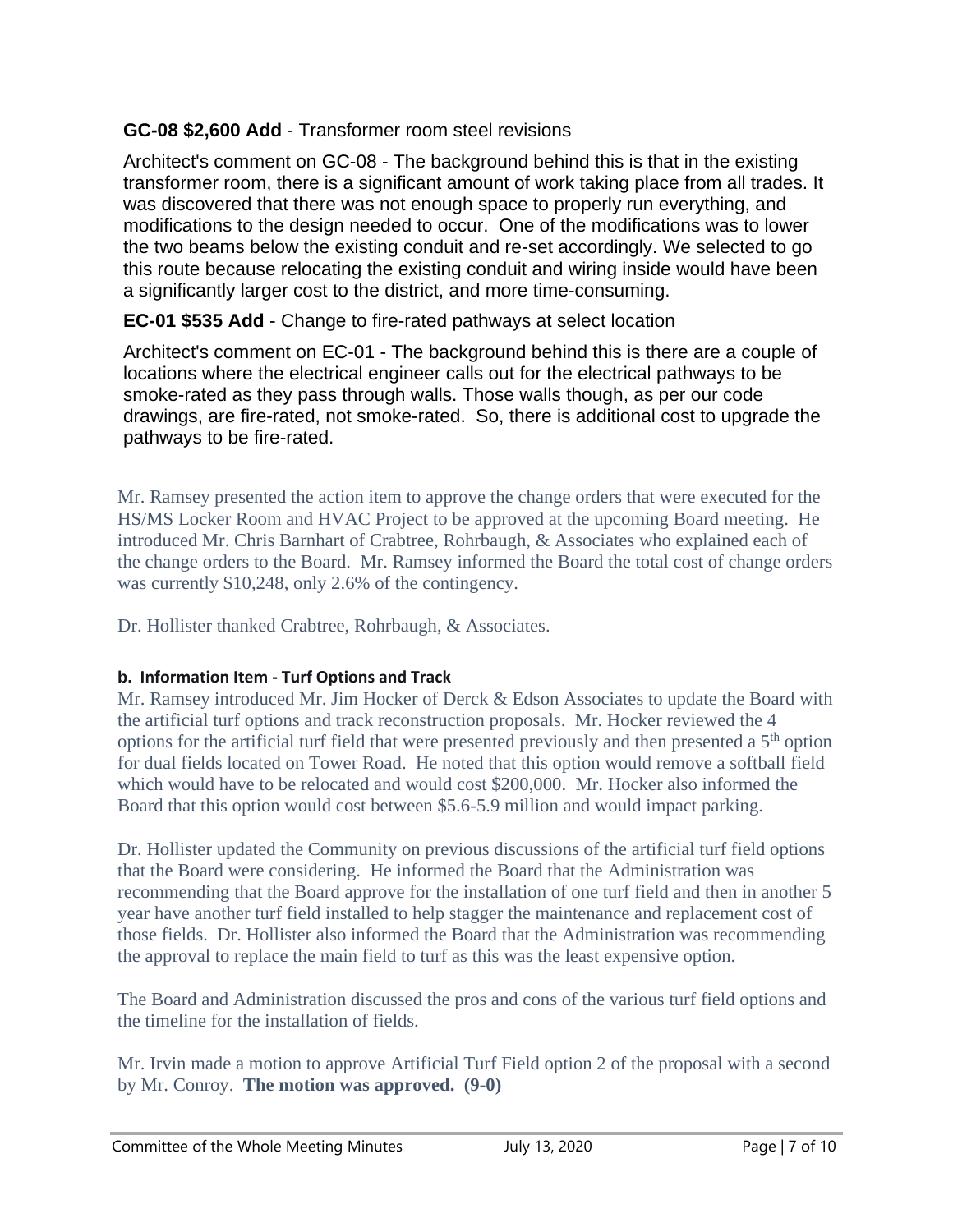**GC-08 $2,600 Add** - Transformer room steel revisions

Architect's comment on GC-08 - The background behind this is that in the existing transformer room, there is a significant amount of work taking place from all trades. It was discovered that there was not enough space to properly run everything, and modifications to the design needed to occur. One of the modifications was to lower the two beams below the existing conduit and re-set accordingly. We selected to go this route because relocating the existing conduit and wiring inside would have been a significantly larger cost to the district, and more time-consuming.

**EC-01 $535 Add** - Change to fire-rated pathways at select location

Architect's comment on EC-01 - The background behind this is there are a couple of locations where the electrical engineer calls out for the electrical pathways to be smoke-rated as they pass through walls. Those walls though, as per our code drawings, are fire-rated, not smoke-rated. So, there is additional cost to upgrade the pathways to be fire-rated.

Mr. Ramsey presented the action item to approve the change orders that were executed for the HS/MS Locker Room and HVAC Project to be approved at the upcoming Board meeting. He introduced Mr. Chris Barnhart of Crabtree, Rohrbaugh, & Associates who explained each of the change orders to the Board. Mr. Ramsey informed the Board the total cost of change orders was currently $10,248, only 2.6% of the contingency.

Dr. Hollister thanked Crabtree, Rohrbaugh, & Associates.

**b. Information Item - Turf Options and Track**

Mr. Ramsey introduced Mr. Jim Hocker of Derck & Edson Associates to update the Board with the artificial turf options and track reconstruction proposals. Mr. Hocker reviewed the 4 options for the artificial turf field that were presented previously and then presented a 5th option for dual fields located on Tower Road. He noted that this option would remove a softball field which would have to be relocated and would cost $200,000. Mr. Hocker also informed the Board that this option would cost between $5.6-5.9 million and would impact parking.

Dr. Hollister updated the Community on previous discussions of the artificial turf field options that the Board were considering. He informed the Board that the Administration was recommending that the Board approve for the installation of one turf field and then in another 5 year have another turf field installed to help stagger the maintenance and replacement cost of those fields. Dr. Hollister also informed the Board that the Administration was recommending the approval to replace the main field to turf as this was the least expensive option.

The Board and Administration discussed the pros and cons of the various turf field options and the timeline for the installation of fields.

Mr. Irvin made a motion to approve Artificial Turf Field option 2 of the proposal with a second by Mr. Conroy. **The motion was approved. (9-0)**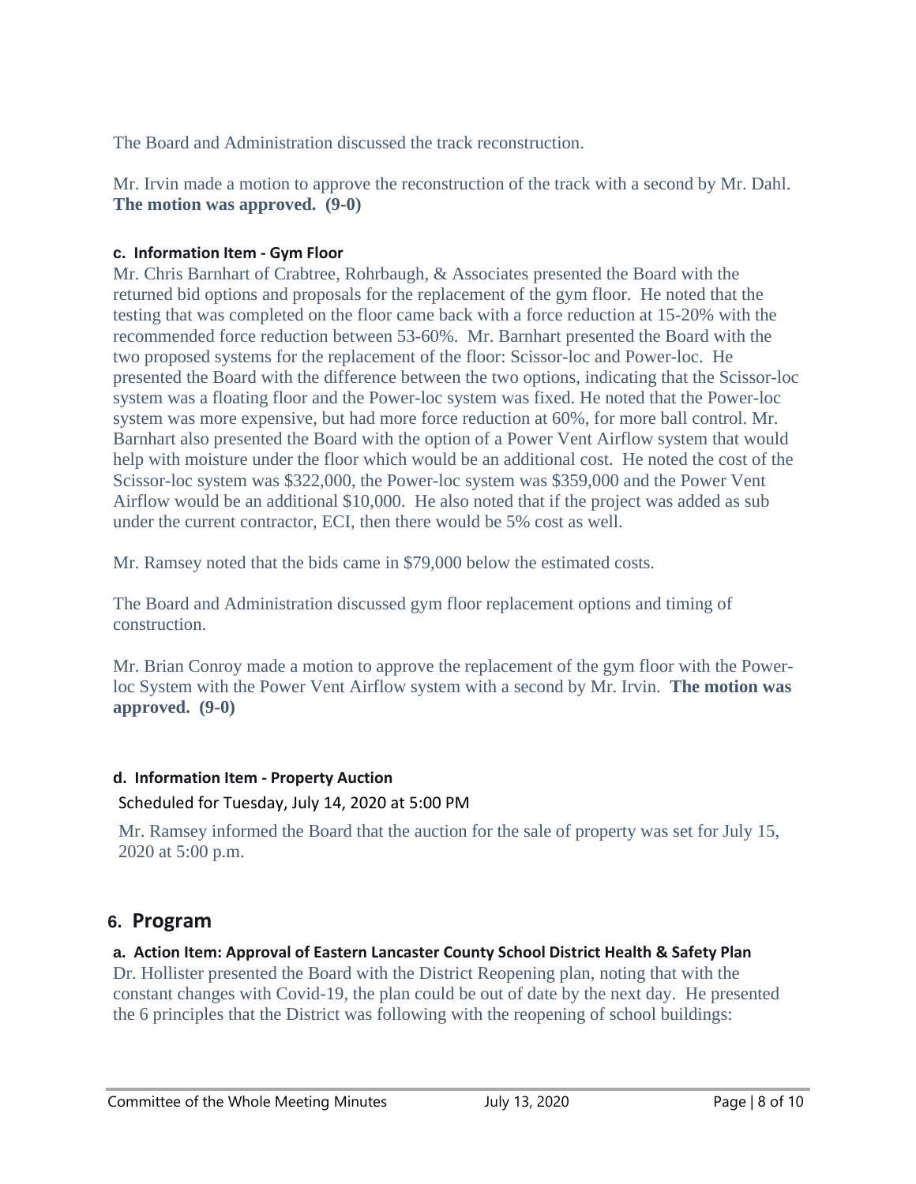The Board and Administration discussed the track reconstruction.

Mr. Irvin made a motion to approve the reconstruction of the track with a second by Mr. Dahl. **The motion was approved. (9-0)**

#### c. Information Item - Gym Floor

Mr. Chris Barnhart of Crabtree, Rohrbaugh, & Associates presented the Board with the returned bid options and proposals for the replacement of the gym floor. He noted that the testing that was completed on the floor came back with a force reduction at 15-20% with the recommended force reduction between 53-60%. Mr. Barnhart presented the Board with the two proposed systems for the replacement of the floor: Scissor-loc and Power-loc. He presented the Board with the difference between the two options, indicating that the Scissor-loc system was a floating floor and the Power-loc system was fixed. He noted that the Power-loc system was more expensive, but had more force reduction at 60%, for more ball control. Mr. Barnhart also presented the Board with the option of a Power Vent Airflow system that would help with moisture under the floor which would be an additional cost. He noted the cost of the Scissor-loc system was $322,000, the Power-loc system was $359,000 and the Power Vent Airflow would be an additional $10,000. He also noted that if the project was added as sub under the current contractor, ECI, then there would be 5% cost as well.

Mr. Ramsey noted that the bids came in $79,000 below the estimated costs.

The Board and Administration discussed gym floor replacement options and timing of construction.

Mr. Brian Conroy made a motion to approve the replacement of the gym floor with the Power-loc System with the Power Vent Airflow system with a second by Mr. Irvin. **The motion was approved. (9-0)**

#### d. Information Item - Property Auction

Scheduled for Tuesday, July 14, 2020 at 5:00 PM

Mr. Ramsey informed the Board that the auction for the sale of property was set for July 15, 2020 at 5:00 p.m.

## 6. Program

#### a. Action Item: Approval of Eastern Lancaster County School District Health & Safety Plan

Dr. Hollister presented the Board with the District Reopening plan, noting that with the constant changes with Covid-19, the plan could be out of date by the next day. He presented the 6 principles that the District was following with the reopening of school buildings: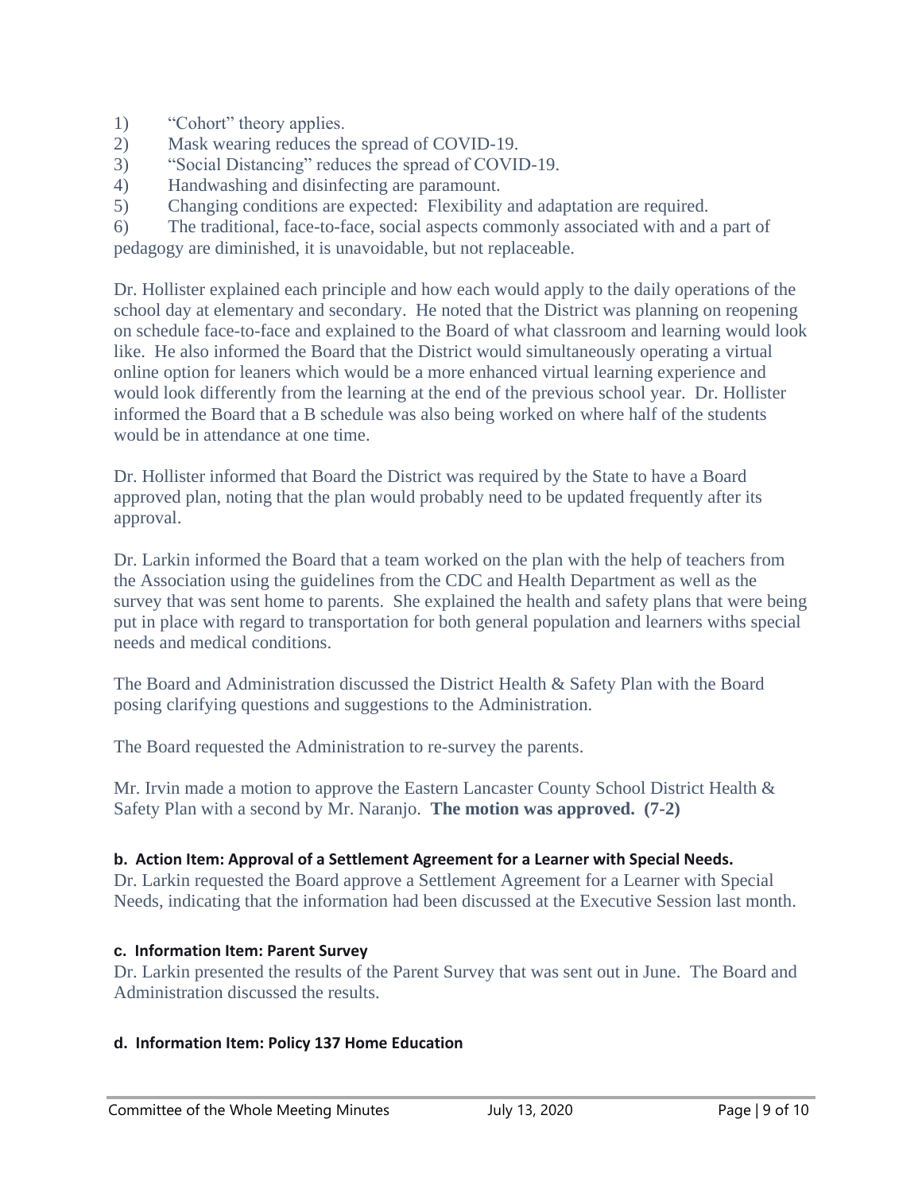1) "Cohort" theory applies.
2) Mask wearing reduces the spread of COVID-19.
3) "Social Distancing" reduces the spread of COVID-19.
4) Handwashing and disinfecting are paramount.
5) Changing conditions are expected: Flexibility and adaptation are required.
6) The traditional, face-to-face, social aspects commonly associated with and a part of pedagogy are diminished, it is unavoidable, but not replaceable.

Dr. Hollister explained each principle and how each would apply to the daily operations of the school day at elementary and secondary. He noted that the District was planning on reopening on schedule face-to-face and explained to the Board of what classroom and learning would look like. He also informed the Board that the District would simultaneously operating a virtual online option for leaners which would be a more enhanced virtual learning experience and would look differently from the learning at the end of the previous school year. Dr. Hollister informed the Board that a B schedule was also being worked on where half of the students would be in attendance at one time.

Dr. Hollister informed that Board the District was required by the State to have a Board approved plan, noting that the plan would probably need to be updated frequently after its approval.

Dr. Larkin informed the Board that a team worked on the plan with the help of teachers from the Association using the guidelines from the CDC and Health Department as well as the survey that was sent home to parents. She explained the health and safety plans that were being put in place with regard to transportation for both general population and learners withs special needs and medical conditions.

The Board and Administration discussed the District Health & Safety Plan with the Board posing clarifying questions and suggestions to the Administration.

The Board requested the Administration to re-survey the parents.

Mr. Irvin made a motion to approve the Eastern Lancaster County School District Health & Safety Plan with a second by Mr. Naranjo. **The motion was approved. (7-2)**

**b. Action Item: Approval of a Settlement Agreement for a Learner with Special Needs.**

Dr. Larkin requested the Board approve a Settlement Agreement for a Learner with Special Needs, indicating that the information had been discussed at the Executive Session last month.

**c. Information Item: Parent Survey**

Dr. Larkin presented the results of the Parent Survey that was sent out in June. The Board and Administration discussed the results.

**d. Information Item: Policy 137 Home Education**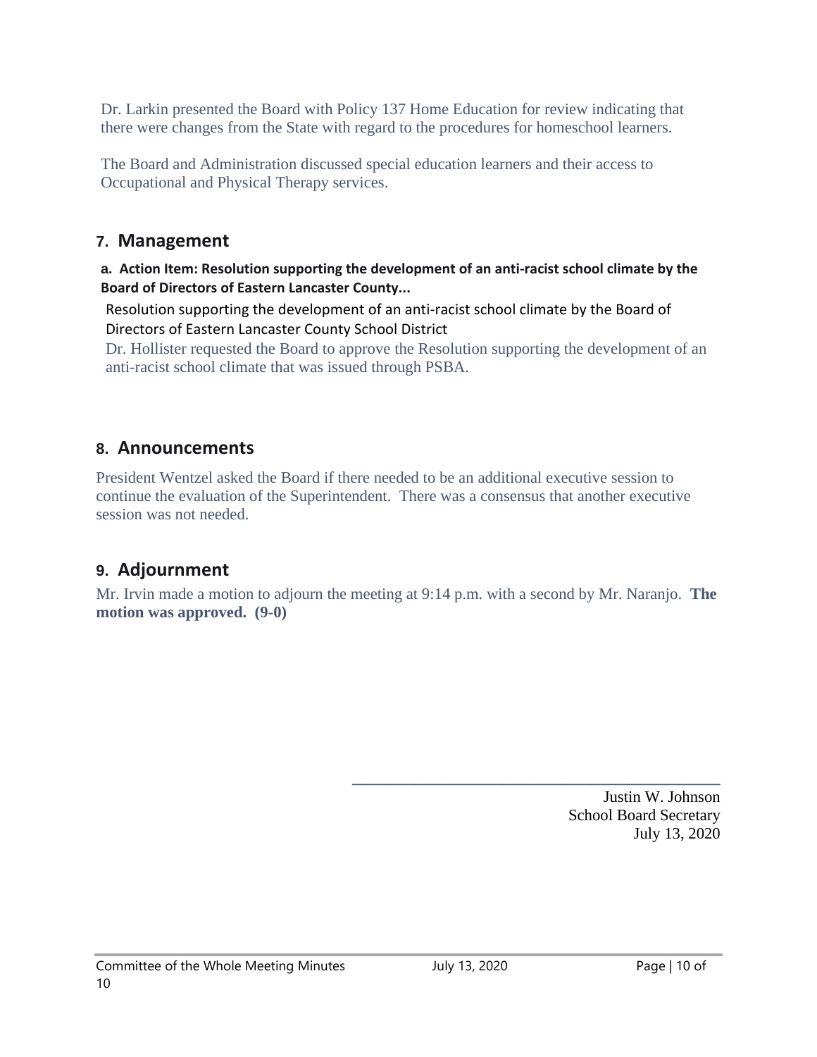Dr. Larkin presented the Board with Policy 137 Home Education for review indicating that there were changes from the State with regard to the procedures for homeschool learners.

The Board and Administration discussed special education learners and their access to Occupational and Physical Therapy services.

## 7. Management

**a. Action Item: Resolution supporting the development of an anti-racist school climate by the Board of Directors of Eastern Lancaster County...**

Resolution supporting the development of an anti-racist school climate by the Board of Directors of Eastern Lancaster County School District

Dr. Hollister requested the Board to approve the Resolution supporting the development of an anti-racist school climate that was issued through PSBA.

## 8. Announcements

President Wentzel asked the Board if there needed to be an additional executive session to continue the evaluation of the Superintendent. There was a consensus that another executive session was not needed.

## 9. Adjournment

Mr. Irvin made a motion to adjourn the meeting at 9:14 p.m. with a second by Mr. Naranjo. **The motion was approved. (9-0)**

\_\_\_\_\_\_\_\_\_\_\_\_\_\_\_\_\_\_\_\_\_\_\_\_\_\_\_\_\_\_\_\_\_\_\_\_\_\_\_\_\_\_\_\_

Justin W. Johnson
School Board Secretary
July 13, 2020